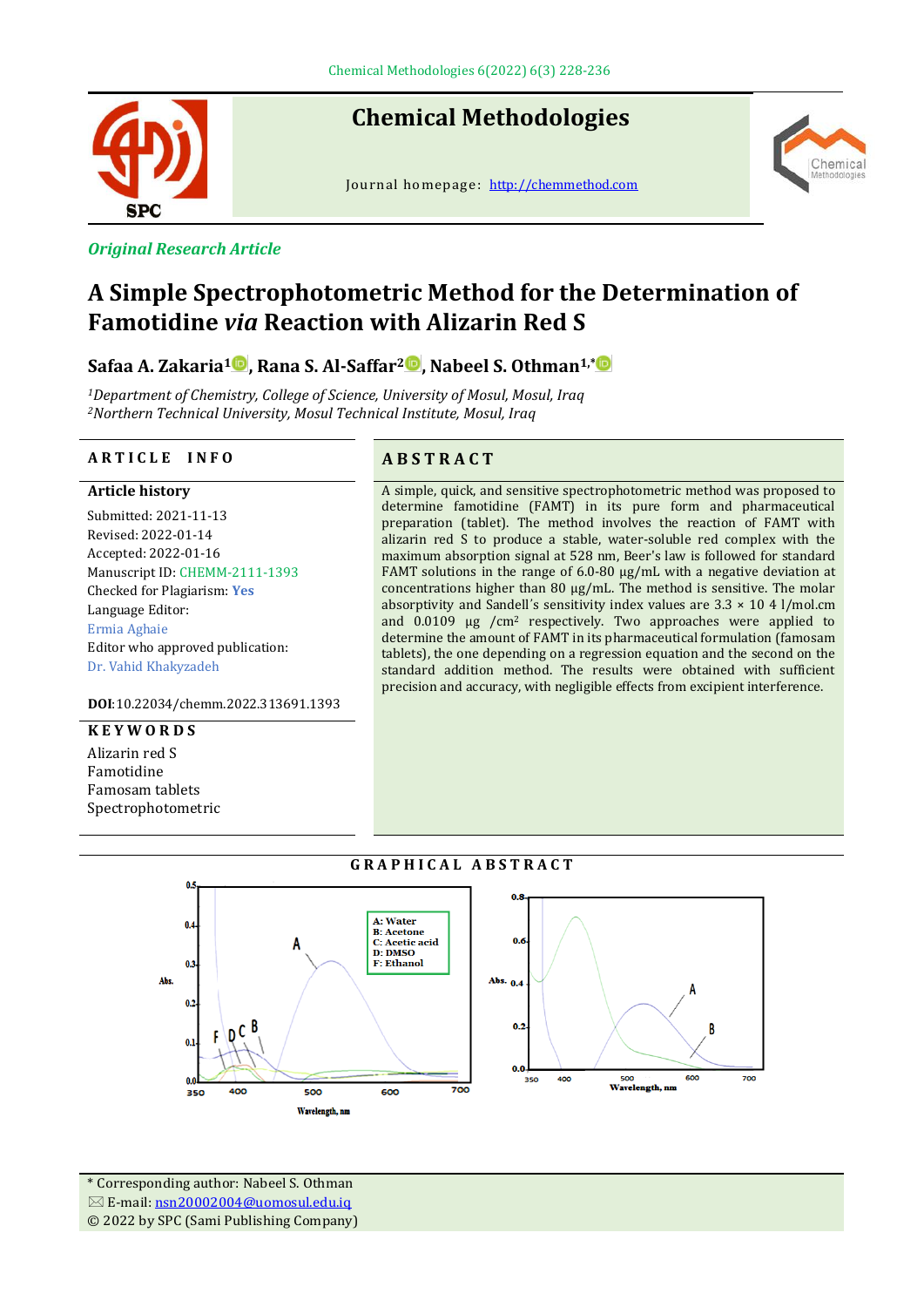Chemical Methodologies

Journal homepage: http://chemmethod.com

*Original Research Article*

# A Simple Spectrophotometric Method for the Determination of Famotidine *via* Reaction with Alizarin Red S

**Safaa A. Zakaria[1], Rana S. Al-Saffar[2], Nabeel S. Othman[1,*]**

[1]*Department of Chemistry, College of Science, University of Mosul, Mosul, Iraq*
[2]*Northern Technical University, Mosul Technical Institute, Mosul, Iraq*

## ARTICLE INFO

**Article history**

Submitted: 2021-11-13
Revised: 2022-01-14
Accepted: 2022-01-16
Manuscript ID: CHEMM-2111-1393
Checked for Plagiarism: Yes
Language Editor: Ermia Aghaie
Editor who approved publication: Dr. Vahid Khakyzadeh

**DOI**:10.22034/chemm.2022.313691.1393

## KEYWORDS

Alizarin red S
Famotidine
Famosam tablets
Spectrophotometric

## ABSTRACT

A simple, quick, and sensitive spectrophotometric method was proposed to determine famotidine (FAMT) in its pure form and pharmaceutical preparation (tablet). The method involves the reaction of FAMT with alizarin red S to produce a stable, water-soluble red complex with the maximum absorption signal at 528 nm, Beer's law is followed for standard FAMT solutions in the range of 6.0-80 µg/mL with a negative deviation at concentrations higher than 80 µg/mL. The method is sensitive. The molar absorptivity and Sandell's sensitivity index values are 3.3 × 10 4 l/mol.cm and 0.0109 µg /cm$^2$ respectively. Two approaches were applied to determine the amount of FAMT in its pharmaceutical formulation (famosam tablets), the one depending on a regression equation and the second on the standard addition method. The results were obtained with sufficient precision and accuracy, with negligible effects from excipient interference.

## GRAPHICAL ABSTRACT

\* Corresponding author: Nabeel S. Othman
E-mail: nsn20002004@uomosul.edu.iq
© 2022 by SPC (Sami Publishing Company)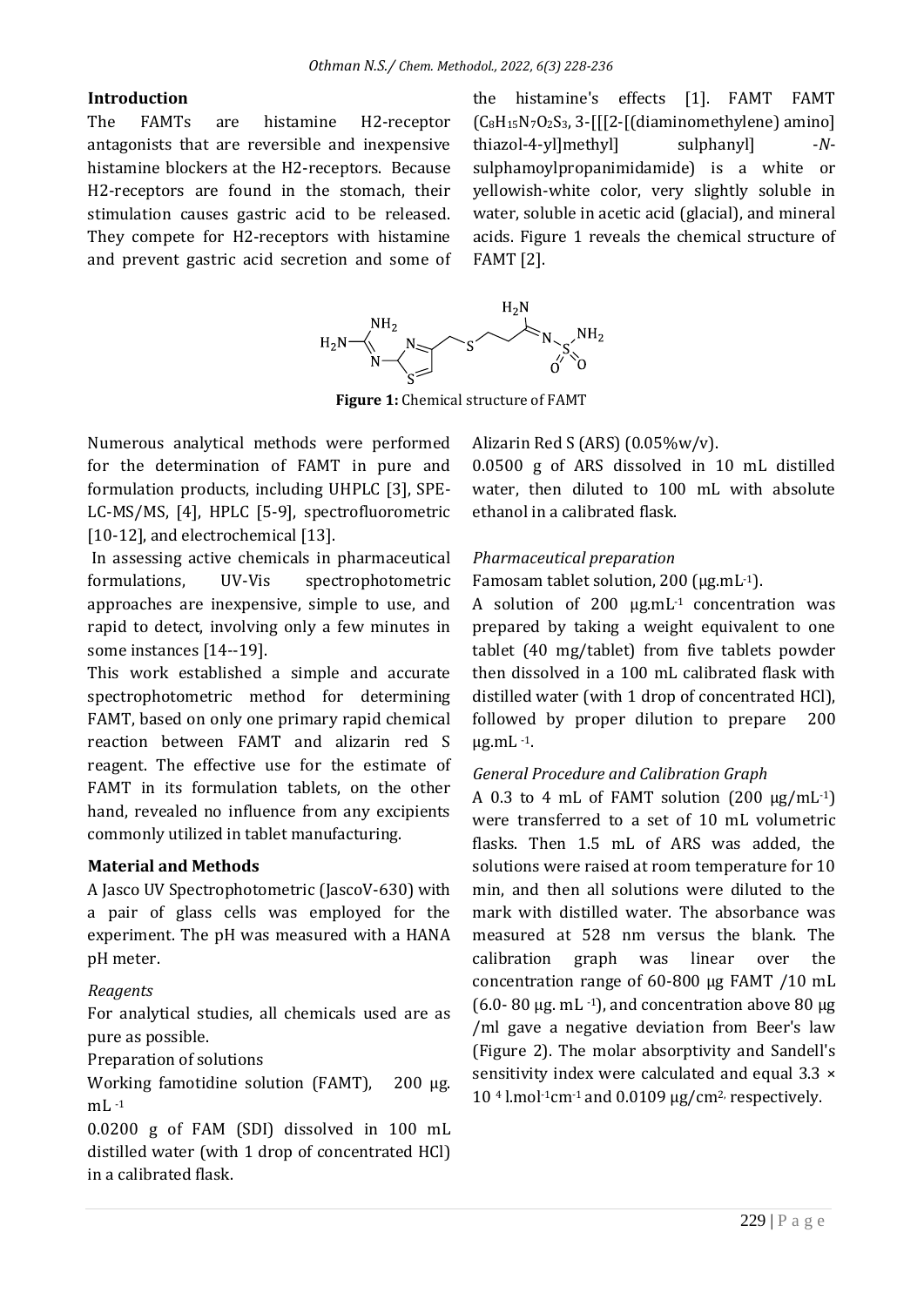## Introduction

The FAMTs are histamine H2-receptor antagonists that are reversible and inexpensive histamine blockers at the H2-receptors. Because H2-receptors are found in the stomach, their stimulation causes gastric acid to be released. They compete for H2-receptors with histamine and prevent gastric acid secretion and some of the histamine's effects [1]. FAMT FAMT ($C_8H_{15}N_7O_2S_3$, 3-[[[2-[(diaminomethylene) amino] thiazol-4-yl]methyl] sulphanyl] -*N*-sulphamoylpropanimidamide) is a white or yellowish-white color, very slightly soluble in water, soluble in acetic acid (glacial), and mineral acids. Figure 1 reveals the chemical structure of FAMT [2].

**Figure 1:** Chemical structure of FAMT

Numerous analytical methods were performed for the determination of FAMT in pure and formulation products, including UHPLC [3], SPE-LC-MS/MS, [4], HPLC [5-9], spectrofluorometric [10-12], and electrochemical [13].

In assessing active chemicals in pharmaceutical formulations, UV-Vis spectrophotometric approaches are inexpensive, simple to use, and rapid to detect, involving only a few minutes in some instances [14--19].

This work established a simple and accurate spectrophotometric method for determining FAMT, based on only one primary rapid chemical reaction between FAMT and alizarin red S reagent. The effective use for the estimate of FAMT in its formulation tablets, on the other hand, revealed no influence from any excipients commonly utilized in tablet manufacturing.

## Material and Methods

A Jasco UV Spectrophotometric (JascoV-630) with a pair of glass cells was employed for the experiment. The pH was measured with a HANA pH meter.

### *Reagents*

For analytical studies, all chemicals used are as pure as possible.

Preparation of solutions

Working famotidine solution (FAMT), 200 μg. mL $^{-1}$

0.0200 g of FAM (SDI) dissolved in 100 mL distilled water (with 1 drop of concentrated HCl) in a calibrated flask.

Alizarin Red S (ARS) (0.05%w/v).

0.0500 g of ARS dissolved in 10 mL distilled water, then diluted to 100 mL with absolute ethanol in a calibrated flask.

### *Pharmaceutical preparation*

Famosam tablet solution, 200 (μg.mL $^{-1}$).

A solution of 200 μg.mL $^{-1}$ concentration was prepared by taking a weight equivalent to one tablet (40 mg/tablet) from five tablets powder then dissolved in a 100 mL calibrated flask with distilled water (with 1 drop of concentrated HCl), followed by proper dilution to prepare 200 μg.mL $^{-1}$.

### *General Procedure and Calibration Graph*

A 0.3 to 4 mL of FAMT solution (200 μg/mL $^{-1}$) were transferred to a set of 10 mL volumetric flasks. Then 1.5 mL of ARS was added, the solutions were raised at room temperature for 10 min, and then all solutions were diluted to the mark with distilled water. The absorbance was measured at 528 nm versus the blank. The calibration graph was linear over the concentration range of 60-800 μg FAMT /10 mL (6.0- 80 μg. mL $^{-1}$), and concentration above 80 μg /ml gave a negative deviation from Beer's law (Figure 2). The molar absorptivity and Sandell's sensitivity index were calculated and equal $3.3 \times 10^{4}$ l.mol $^{-1}$cm $^{-1}$ and 0.0109 μg/cm $^{2}$, respectively.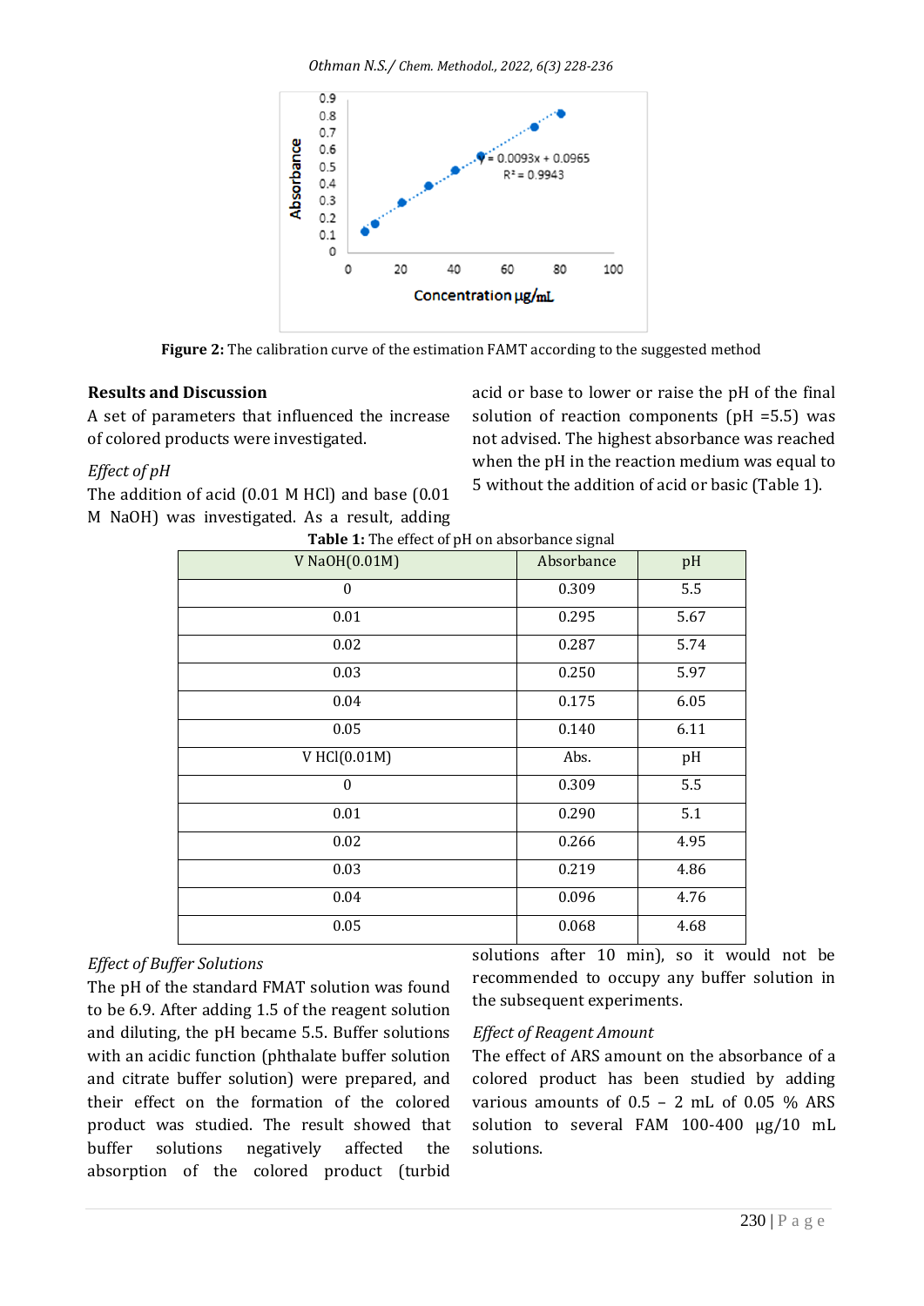Figure 2: The calibration curve of the estimation FAMT according to the suggested method

## Results and Discussion

A set of parameters that influenced the increase of colored products were investigated.

*Effect of pH*

The addition of acid (0.01 M HCl) and base (0.01 M NaOH) was investigated. As a result, adding acid or base to lower or raise the pH of the final solution of reaction components (pH =5.5) was not advised. The highest absorbance was reached when the pH in the reaction medium was equal to 5 without the addition of acid or basic (Table 1).

**Table 1:** The effect of pH on absorbance signal

| V NaOH(0.01M) | Absorbance | pH |
|---|---|---|
| 0 | 0.309 | 5.5 |
| 0.01 | 0.295 | 5.67 |
| 0.02 | 0.287 | 5.74 |
| 0.03 | 0.250 | 5.97 |
| 0.04 | 0.175 | 6.05 |
| 0.05 | 0.140 | 6.11 |
| V HCl(0.01M) | Abs. | pH |
| 0 | 0.309 | 5.5 |
| 0.01 | 0.290 | 5.1 |
| 0.02 | 0.266 | 4.95 |
| 0.03 | 0.219 | 4.86 |
| 0.04 | 0.096 | 4.76 |
| 0.05 | 0.068 | 4.68 |

*Effect of Buffer Solutions*

The pH of the standard FMAT solution was found to be 6.9. After adding 1.5 of the reagent solution and diluting, the pH became 5.5. Buffer solutions with an acidic function (phthalate buffer solution and citrate buffer solution) were prepared, and their effect on the formation of the colored product was studied. The result showed that buffer solutions negatively affected the absorption of the colored product (turbid solutions after 10 min), so it would not be recommended to occupy any buffer solution in the subsequent experiments.

*Effect of Reagent Amount*

The effect of ARS amount on the absorbance of a colored product has been studied by adding various amounts of 0.5 – 2 mL of 0.05 % ARS solution to several FAM 100-400 µg/10 mL solutions.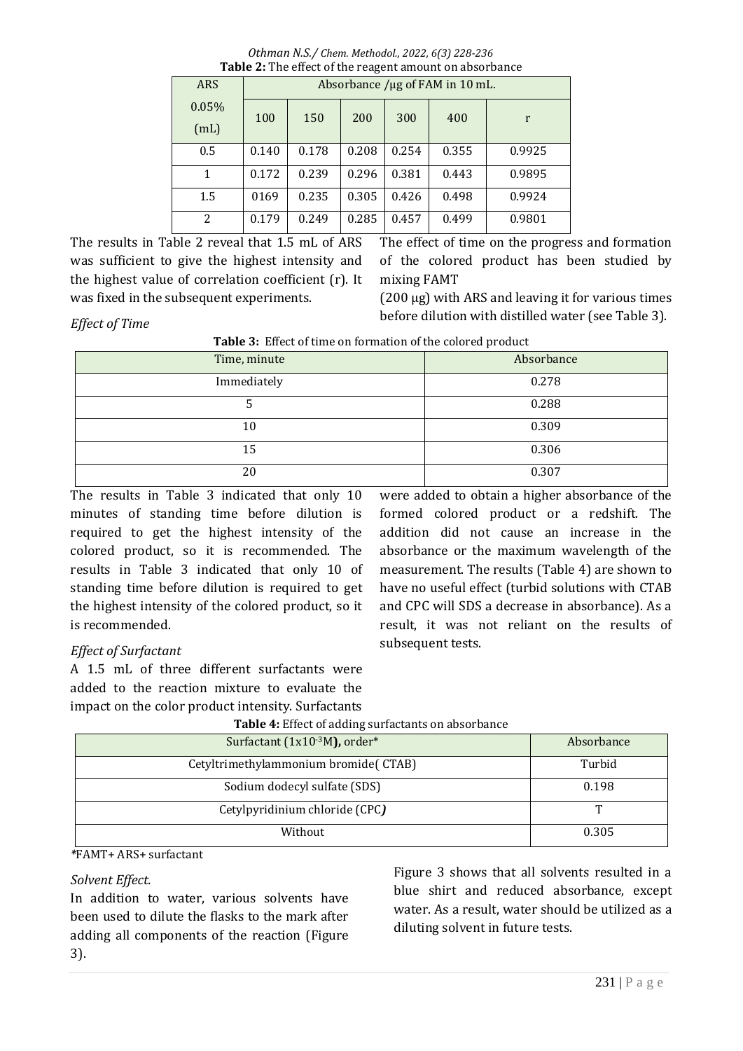**Table 2:** The effect of the reagent amount on absorbance

| ARS 0.05% (mL) | Absorbance /μg of FAM in 10 mL. | | | | | |
|---|---|---|---|---|---|---|
| | 100 | 150 | 200 | 300 | 400 | r |
| 0.5 | 0.140 | 0.178 | 0.208 | 0.254 | 0.355 | 0.9925 |
| 1 | 0.172 | 0.239 | 0.296 | 0.381 | 0.443 | 0.9895 |
| 1.5 | 0169 | 0.235 | 0.305 | 0.426 | 0.498 | 0.9924 |
| 2 | 0.179 | 0.249 | 0.285 | 0.457 | 0.499 | 0.9801 |

The results in Table 2 reveal that 1.5 mL of ARS was sufficient to give the highest intensity and the highest value of correlation coefficient (r). It was fixed in the subsequent experiments.

*Effect of Time*

The effect of time on the progress and formation of the colored product has been studied by mixing FAMT (200 μg) with ARS and leaving it for various times before dilution with distilled water (see Table 3).

**Table 3:** Effect of time on formation of the colored product

| Time, minute | Absorbance |
|---|---|
| Immediately | 0.278 |
| 5 | 0.288 |
| 10 | 0.309 |
| 15 | 0.306 |
| 20 | 0.307 |

The results in Table 3 indicated that only 10 minutes of standing time before dilution is required to get the highest intensity of the colored product, so it is recommended. The results in Table 3 indicated that only 10 of standing time before dilution is required to get the highest intensity of the colored product, so it is recommended.

*Effect of Surfactant*

A 1.5 mL of three different surfactants were added to the reaction mixture to evaluate the impact on the color product intensity. Surfactants were added to obtain a higher absorbance of the formed colored product or a redshift. The addition did not cause an increase in the absorbance or the maximum wavelength of the measurement. The results (Table 4) are shown to have no useful effect (turbid solutions with CTAB and CPC will SDS a decrease in absorbance). As a result, it was not reliant on the results of subsequent tests.

**Table 4:** Effect of adding surfactants on absorbance

| Surfactant ($1x10^{-3}$M**),** order* | Absorbance |
|---|---|
| Cetyltrimethylammonium bromide( CTAB) | Turbid |
| Sodium dodecyl sulfate (SDS) | 0.198 |
| Cetylpyridinium chloride (CPC***)*** | T |
| Without | 0.305 |

**\***FAMT+ ARS+ surfactant

*Solvent Effect.*

In addition to water, various solvents have been used to dilute the flasks to the mark after adding all components of the reaction (Figure 3).

Figure 3 shows that all solvents resulted in a blue shirt and reduced absorbance, except water. As a result, water should be utilized as a diluting solvent in future tests.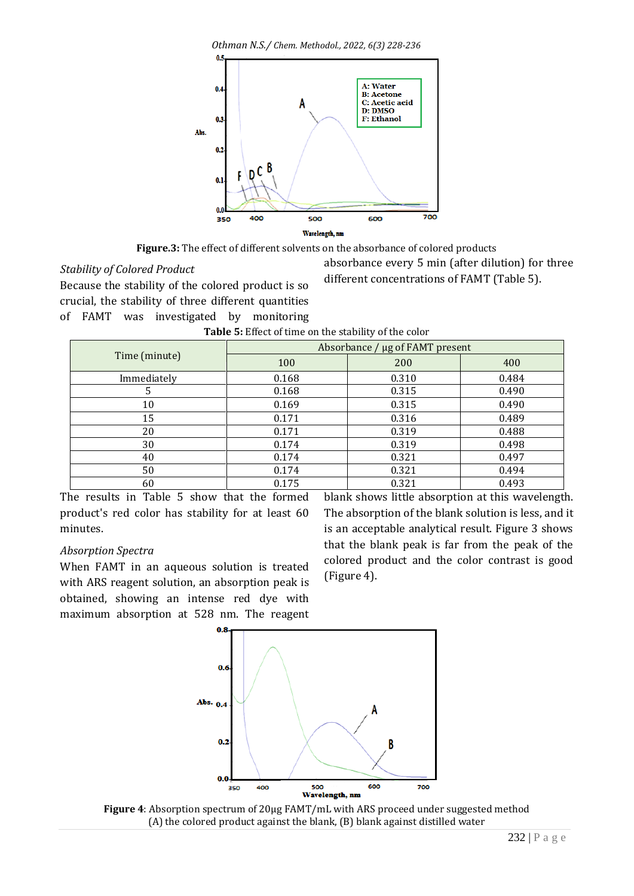**Figure.3:** The effect of different solvents on the absorbance of colored products

*Stability of Colored Product*

Because the stability of the colored product is so crucial, the stability of three different quantities of FAMT was investigated by monitoring absorbance every 5 min (after dilution) for three different concentrations of FAMT (Table 5).

**Table 5:** Effect of time on the stability of the color

| Time (minute) | Absorbance / µg of FAMT present | | |
|---|---|---|---|
| | 100 | 200 | 400 |
| Immediately | 0.168 | 0.310 | 0.484 |
| 5 | 0.168 | 0.315 | 0.490 |
| 10 | 0.169 | 0.315 | 0.490 |
| 15 | 0.171 | 0.316 | 0.489 |
| 20 | 0.171 | 0.319 | 0.488 |
| 30 | 0.174 | 0.319 | 0.498 |
| 40 | 0.174 | 0.321 | 0.497 |
| 50 | 0.174 | 0.321 | 0.494 |
| 60 | 0.175 | 0.321 | 0.493 |

The results in Table 5 show that the formed product's red color has stability for at least 60 minutes.

*Absorption Spectra*

When FAMT in an aqueous solution is treated with ARS reagent solution, an absorption peak is obtained, showing an intense red dye with maximum absorption at 528 nm. The reagent blank shows little absorption at this wavelength. The absorption of the blank solution is less, and it is an acceptable analytical result. Figure 3 shows that the blank peak is far from the peak of the colored product and the color contrast is good (Figure 4).

**Figure 4**: Absorption spectrum of 20µg FAMT/mL with ARS proceed under suggested method (A) the colored product against the blank, (B) blank against distilled water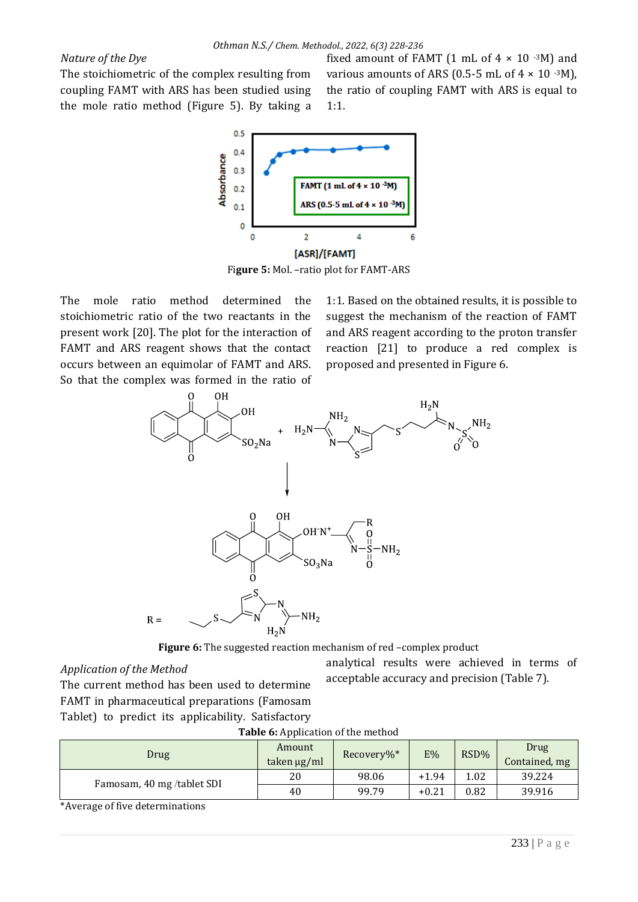*Nature of the Dye*

The stoichiometric of the complex resulting from coupling FAMT with ARS has been studied using the mole ratio method (Figure 5). By taking a fixed amount of FAMT (1 mL of $4 \times 10^{-3}$M) and various amounts of ARS (0.5-5 mL of $4 \times 10^{-3}$M), the ratio of coupling FAMT with ARS is equal to 1:1.

**Figure 5:** Mol. –ratio plot for FAMT-ARS

The mole ratio method determined the stoichiometric ratio of the two reactants in the present work [20]. The plot for the interaction of FAMT and ARS reagent shows that the contact occurs between an equimolar of FAMT and ARS. So that the complex was formed in the ratio of 1:1. Based on the obtained results, it is possible to suggest the mechanism of the reaction of FAMT and ARS reagent according to the proton transfer reaction [21] to produce a red complex is proposed and presented in Figure 6.

**Figure 6:** The suggested reaction mechanism of red –complex product

*Application of the Method*

The current method has been used to determine FAMT in pharmaceutical preparations (Famosam Tablet) to predict its applicability. Satisfactory analytical results were achieved in terms of acceptable accuracy and precision (Table 7).

**Table 6:** Application of the method

| Drug | Amount taken μg/ml | Recovery%* | E% | RSD% | Drug Contained, mg |
|---|---|---|---|---|---|
| Famosam, 40 mg /tablet SDI | 20 | 98.06 | +1.94 | 1.02 | 39.224 |
| | 40 | 99.79 | +0.21 | 0.82 | 39.916 |

*Average of five determinations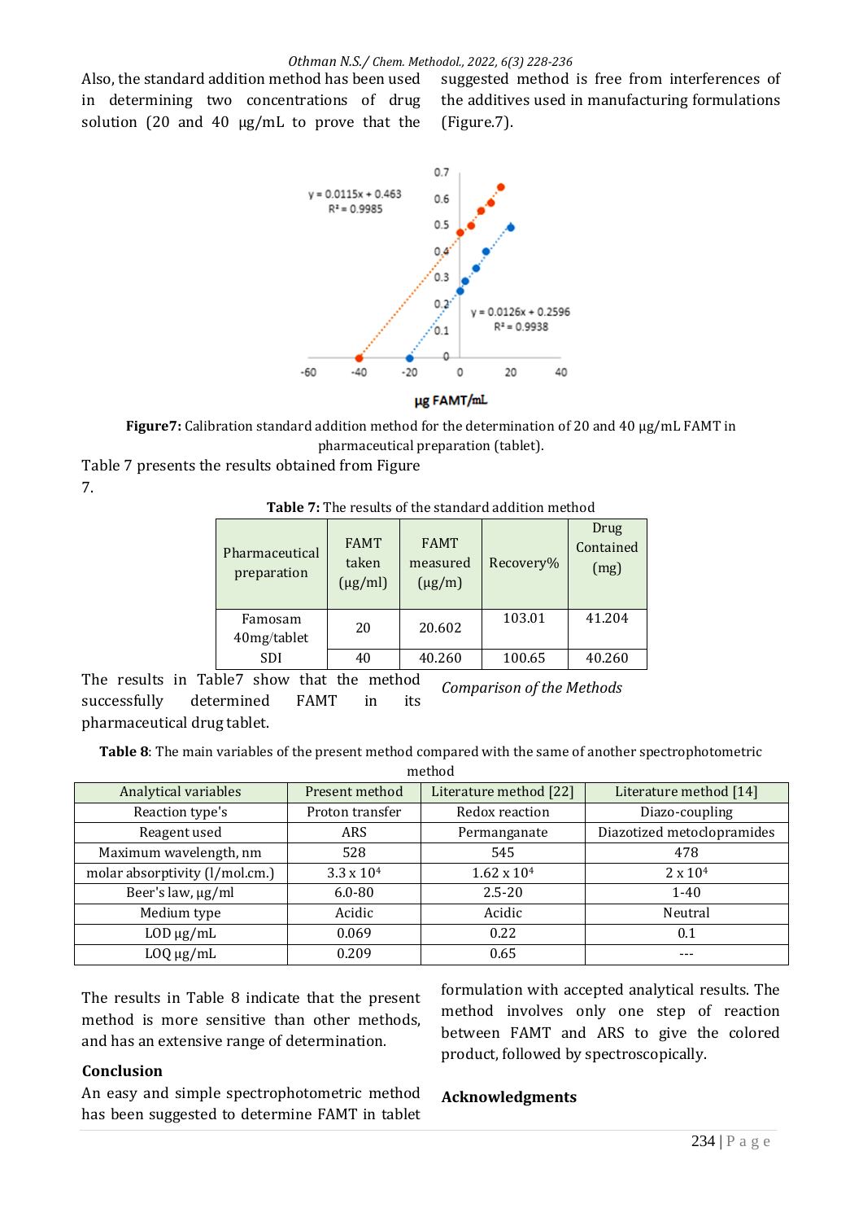Also, the standard addition method has been used in determining two concentrations of drug solution (20 and 40 μg/mL to prove that the suggested method is free from interferences of the additives used in manufacturing formulations (Figure.7).

**Figure7:** Calibration standard addition method for the determination of 20 and 40 μg/mL FAMT in pharmaceutical preparation (tablet).

Table 7 presents the results obtained from Figure 7.

**Table 7:** The results of the standard addition method

| Pharmaceutical preparation | FAMT taken (μg/ml) | FAMT measured (μg/m) | Recovery% | Drug Contained (mg) |
|---|---|---|---|---|
| Famosam 40mg/tablet | 20 | 20.602 | 103.01 | 41.204 |
| SDI | 40 | 40.260 | 100.65 | 40.260 |

The results in Table7 show that the method successfully determined FAMT in its pharmaceutical drug tablet.

*Comparison of the Methods*

**Table 8**: The main variables of the present method compared with the same of another spectrophotometric method

| Analytical variables | Present method | Literature method [22] | Literature method [14] |
|---|---|---|---|
| Reaction type's | Proton transfer | Redox reaction | Diazo-coupling |
| Reagent used | ARS | Permanganate | Diazotized metoclopramides |
| Maximum wavelength, nm | 528 | 545 | 478 |
| molar absorptivity (l/mol.cm.) | $3.3 \times 10^4$ | $1.62 \times 10^4$ | $2 \times 10^4$ |
| Beer's law, μg/ml | 6.0-80 | 2.5-20 | 1-40 |
| Medium type | Acidic | Acidic | Neutral |
| LOD μg/mL | 0.069 | 0.22 | 0.1 |
| LOQ μg/mL | 0.209 | 0.65 | --- |

The results in Table 8 indicate that the present method is more sensitive than other methods, and has an extensive range of determination.

## Conclusion

An easy and simple spectrophotometric method has been suggested to determine FAMT in tablet formulation with accepted analytical results. The method involves only one step of reaction between FAMT and ARS to give the colored product, followed by spectroscopically.

## Acknowledgments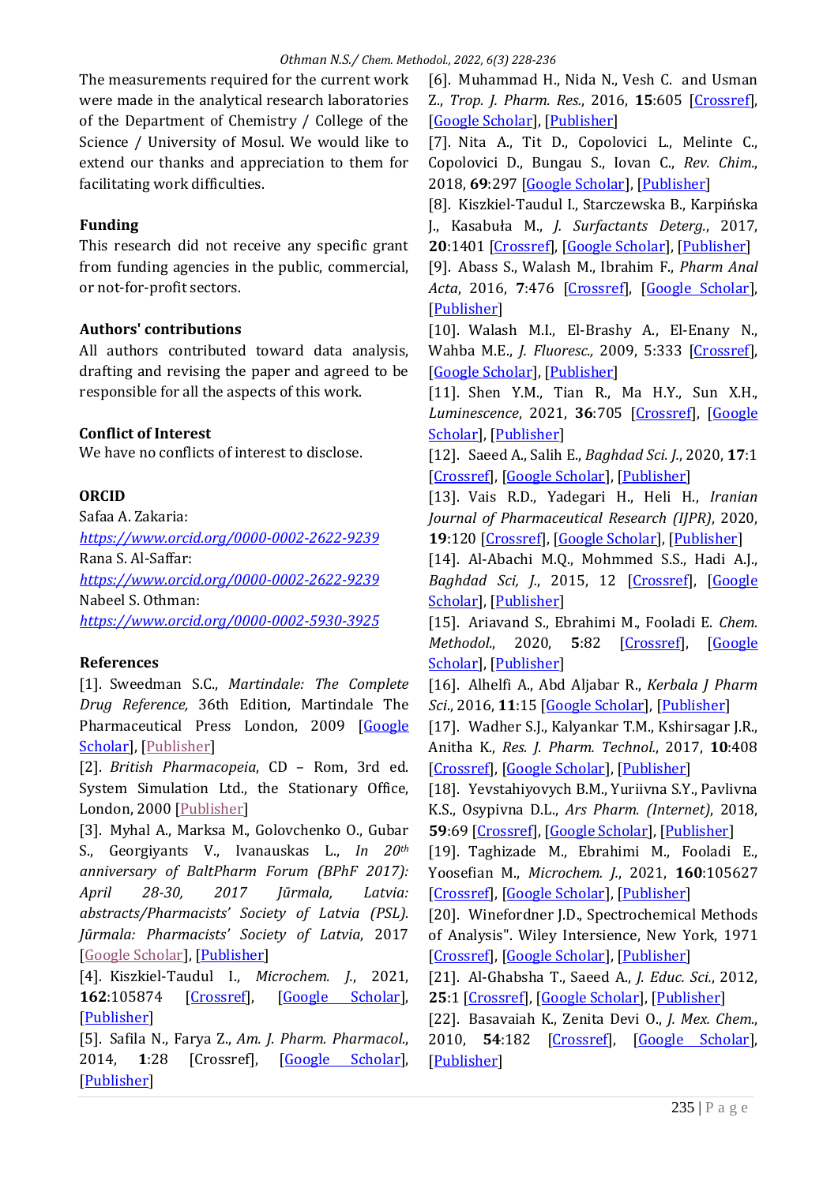The measurements required for the current work were made in the analytical research laboratories of the Department of Chemistry / College of the Science / University of Mosul. We would like to extend our thanks and appreciation to them for facilitating work difficulties.

## Funding

This research did not receive any specific grant from funding agencies in the public, commercial, or not-for-profit sectors.

## Authors' contributions

All authors contributed toward data analysis, drafting and revising the paper and agreed to be responsible for all the aspects of this work.

## Conflict of Interest

We have no conflicts of interest to disclose.

## ORCID

Safaa A. Zakaria:
*https://www.orcid.org/0000-0002-2622-9239*
Rana S. Al-Saffar:
*https://www.orcid.org/0000-0002-2622-9239*
Nabeel S. Othman:
*https://www.orcid.org/0000-0002-5930-3925*

## References

[1]. Sweedman S.C., *Martindale: The Complete Drug Reference,* 36th Edition, Martindale The Pharmaceutical Press London, 2009 [Google Scholar], [Publisher]

[2]. *British Pharmacopeia*, CD – Rom, 3rd ed. System Simulation Ltd., the Stationary Office, London, 2000 [Publisher]

[3]. Myhal A., Marksa M., Golovchenko O., Gubar S., Georgiyants V., Ivanauskas L., *In 20th anniversary of BaltPharm Forum (BPhF 2017): April 28-30, 2017 Jūrmala, Latvia: abstracts/Pharmacists' Society of Latvia (PSL). Jūrmala: Pharmacists' Society of Latvia*, 2017 [Google Scholar], [Publisher]

[4]. Kiszkiel-Taudul I., *Microchem. J.*, 2021, **162**:105874 [Crossref], [Google Scholar], [Publisher]

[5]. Safila N., Farya Z., *Am. J. Pharm. Pharmacol.*, 2014, **1**:28 [Crossref], [Google Scholar], [Publisher]

[6]. Muhammad H., Nida N., Vesh C. and Usman Z., *Trop. J. Pharm. Res.*, 2016, **15**:605 [Crossref], [Google Scholar], [Publisher]

[7]. Nita A., Tit D., Copolovici L., Melinte C., Copolovici D., Bungau S., Iovan C., *Rev. Chim.*, 2018, **69**:297 [Google Scholar], [Publisher]

[8]. Kiszkiel-Taudul I., Starczewska B., Karpińska J., Kasabuła M., *J. Surfactants Deterg.*, 2017, **20**:1401 [Crossref], [Google Scholar], [Publisher]

[9]. Abass S., Walash M., Ibrahim F., *Pharm Anal Acta*, 2016, **7**:476 [Crossref], [Google Scholar], [Publisher]

[10]. Walash M.I., El-Brashy A., El-Enany N., Wahba M.E., *J. Fluoresc.,* 2009, 5:333 [Crossref], [Google Scholar], [Publisher]

[11]. Shen Y.M., Tian R., Ma H.Y., Sun X.H., *Luminescence*, 2021, **36**:705 [Crossref], [Google Scholar], [Publisher]

[12]. Saeed A., Salih E., *Baghdad Sci. J.*, 2020, **17**:1 [Crossref], [Google Scholar], [Publisher]

[13]. Vais R.D., Yadegari H., Heli H., *Iranian Journal of Pharmaceutical Research (IJPR)*, 2020, **19**:120 [Crossref], [Google Scholar], [Publisher]

[14]. Al-Abachi M.Q., Mohmmed S.S., Hadi A.J., *Baghdad Sci, J.*, 2015, 12 [Crossref], [Google Scholar], [Publisher]

[15]. Ariavand S., Ebrahimi M., Fooladi E. *Chem. Methodol.*, 2020, **5**:82 [Crossref], [Google Scholar], [Publisher]

[16]. Alhelfi A., Abd Aljabar R., *Kerbala J Pharm Sci.*, 2016, **11**:15 [Google Scholar], [Publisher]

[17]. Wadher S.J., Kalyankar T.M., Kshirsagar J.R., Anitha K., *Res. J. Pharm. Technol.*, 2017, **10**:408 [Crossref], [Google Scholar], [Publisher]

[18]. Yevstahiyovych B.M., Yuriivna S.Y., Pavlivna K.S., Osypivna D.L., *Ars Pharm. (Internet)*, 2018, **59**:69 [Crossref], [Google Scholar], [Publisher]

[19]. Taghizade M., Ebrahimi M., Fooladi E., Yoosefian M., *Microchem. J.*, 2021, **160**:105627 [Crossref], [Google Scholar], [Publisher]

[20]. Winefordner J.D., Spectrochemical Methods of Analysis". Wiley Intersience, New York, 1971 [Crossref], [Google Scholar], [Publisher]

[21]. Al-Ghabsha T., Saeed A., *J. Educ. Sci.*, 2012, **25**:1 [Crossref], [Google Scholar], [Publisher]

[22]. Basavaiah K., Zenita Devi O., *J. Mex. Chem.*, 2010, **54**:182 [Crossref], [Google Scholar], [Publisher]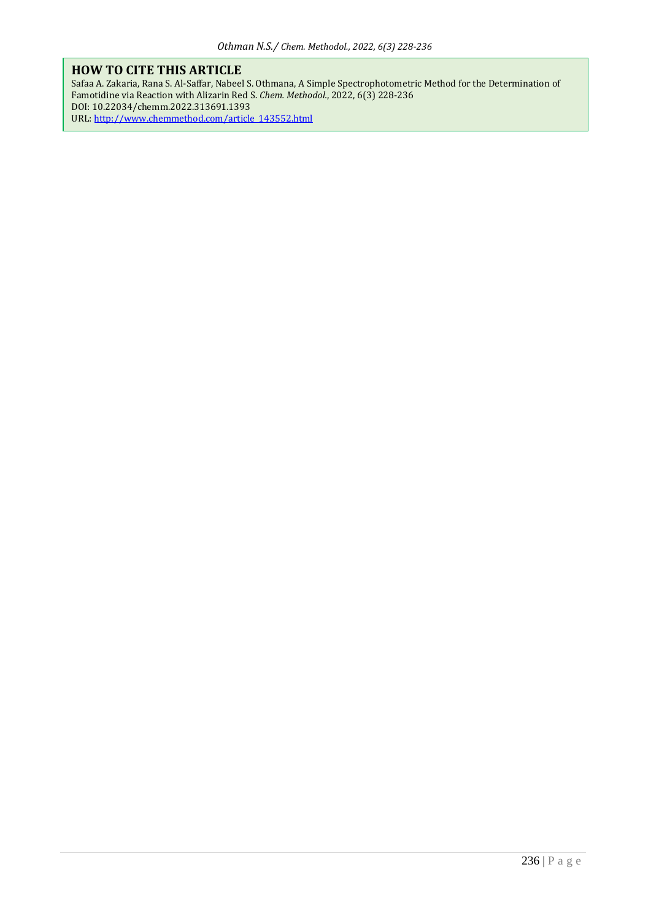## HOW TO CITE THIS ARTICLE

Safaa A. Zakaria, Rana S. Al-Saffar, Nabeel S. Othmana, A Simple Spectrophotometric Method for the Determination of Famotidine via Reaction with Alizarin Red S. *Chem. Methodol.*, 2022, 6(3) 228-236
DOI: 10.22034/chemm.2022.313691.1393
URL: [http://www.chemmethod.com/article_143552.html](http://www.chemmethod.com/article_143552.html)